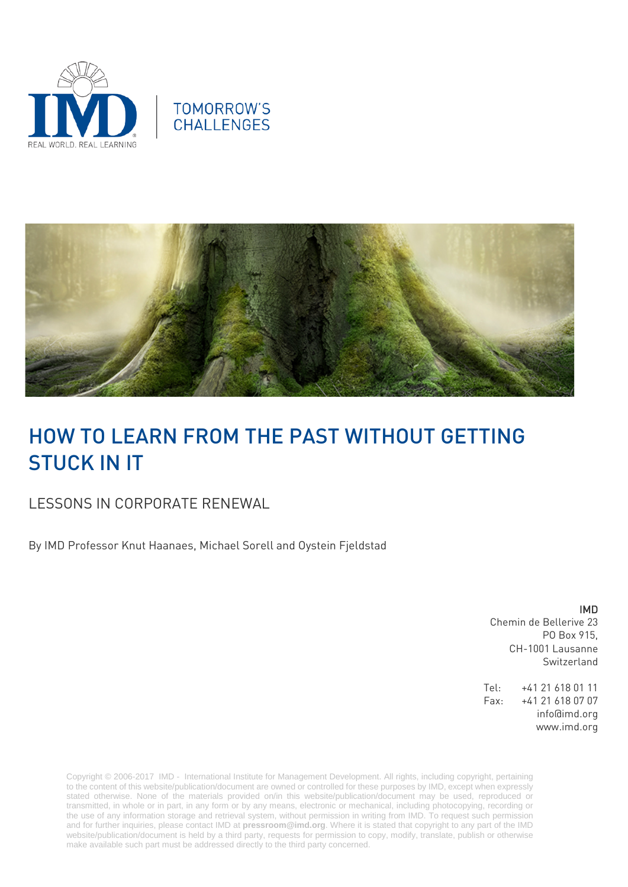TOMORROW'S CHALLENGES

# HOW TO LEARN FROM THE PAST WITHOUT GETTING STUCK IN IT

## LESSONS IN CORPORATE RENEWAL

By IMD Professor Knut Haanaes, Michael Sorell and Oystein Fjeldstad

**IMD**
Chemin de Bellerive 23
PO Box 915,
CH-1001 Lausanne
Switzerland

Tel: +41 21 618 01 11
Fax: +41 21 618 07 07
info@imd.org
www.imd.org

Copyright © 2006-2017 IMD - International Institute for Management Development. All rights, including copyright, pertaining to the content of this website/publication/document are owned or controlled for these purposes by IMD, except when expressly stated otherwise. None of the materials provided on/in this website/publication/document may be used, reproduced or transmitted, in whole or in part, in any form or by any means, electronic or mechanical, including photocopying, recording or the use of any information storage and retrieval system, without permission in writing from IMD. To request such permission and for further inquiries, please contact IMD at **pressroom@imd.org**. Where it is stated that copyright to any part of the IMD website/publication/document is held by a third party, requests for permission to copy, modify, translate, publish or otherwise make available such part must be addressed directly to the third party concerned.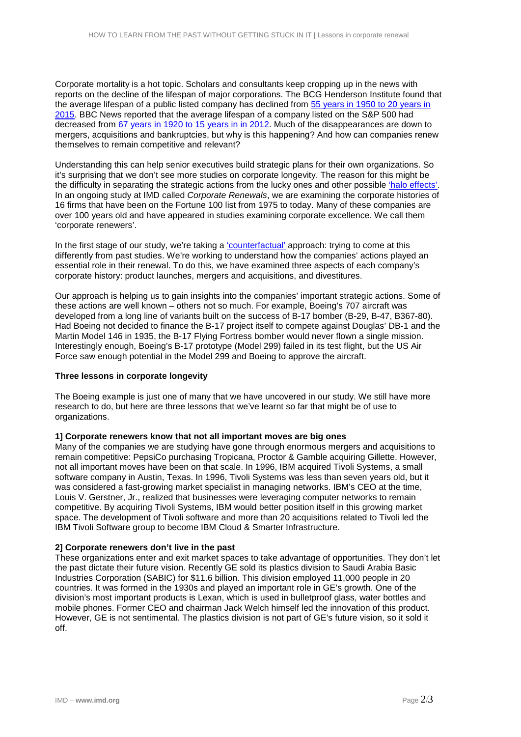Corporate mortality is a hot topic. Scholars and consultants keep cropping up in the news with reports on the decline of the lifespan of major corporations. The BCG Henderson Institute found that the average lifespan of a public listed company has declined from 55 years in 1950 to 20 years in 2015. BBC News reported that the average lifespan of a company listed on the S&P 500 had decreased from 67 years in 1920 to 15 years in in 2012. Much of the disappearances are down to mergers, acquisitions and bankruptcies, but why is this happening? And how can companies renew themselves to remain competitive and relevant?

Understanding this can help senior executives build strategic plans for their own organizations. So it's surprising that we don't see more studies on corporate longevity. The reason for this might be the difficulty in separating the strategic actions from the lucky ones and other possible 'halo effects'. In an ongoing study at IMD called *Corporate Renewals*, we are examining the corporate histories of 16 firms that have been on the Fortune 100 list from 1975 to today. Many of these companies are over 100 years old and have appeared in studies examining corporate excellence. We call them 'corporate renewers'.

In the first stage of our study, we're taking a 'counterfactual' approach: trying to come at this differently from past studies. We're working to understand how the companies' actions played an essential role in their renewal. To do this, we have examined three aspects of each company's corporate history: product launches, mergers and acquisitions, and divestitures.

Our approach is helping us to gain insights into the companies' important strategic actions. Some of these actions are well known – others not so much. For example, Boeing's 707 aircraft was developed from a long line of variants built on the success of B-17 bomber (B-29, B-47, B367-80). Had Boeing not decided to finance the B-17 project itself to compete against Douglas' DB-1 and the Martin Model 146 in 1935, the B-17 Flying Fortress bomber would never flown a single mission. Interestingly enough, Boeing's B-17 prototype (Model 299) failed in its test flight, but the US Air Force saw enough potential in the Model 299 and Boeing to approve the aircraft.

**Three lessons in corporate longevity**

The Boeing example is just one of many that we have uncovered in our study. We still have more research to do, but here are three lessons that we've learnt so far that might be of use to organizations.

**1] Corporate renewers know that not all important moves are big ones**

Many of the companies we are studying have gone through enormous mergers and acquisitions to remain competitive: PepsiCo purchasing Tropicana, Proctor & Gamble acquiring Gillette. However, not all important moves have been on that scale. In 1996, IBM acquired Tivoli Systems, a small software company in Austin, Texas. In 1996, Tivoli Systems was less than seven years old, but it was considered a fast-growing market specialist in managing networks. IBM's CEO at the time, Louis V. Gerstner, Jr., realized that businesses were leveraging computer networks to remain competitive. By acquiring Tivoli Systems, IBM would better position itself in this growing market space. The development of Tivoli software and more than 20 acquisitions related to Tivoli led the IBM Tivoli Software group to become IBM Cloud & Smarter Infrastructure.

**2] Corporate renewers don't live in the past**

These organizations enter and exit market spaces to take advantage of opportunities. They don't let the past dictate their future vision. Recently GE sold its plastics division to Saudi Arabia Basic Industries Corporation (SABIC) for $11.6 billion. This division employed 11,000 people in 20 countries. It was formed in the 1930s and played an important role in GE's growth. One of the division's most important products is Lexan, which is used in bulletproof glass, water bottles and mobile phones. Former CEO and chairman Jack Welch himself led the innovation of this product. However, GE is not sentimental. The plastics division is not part of GE's future vision, so it sold it off.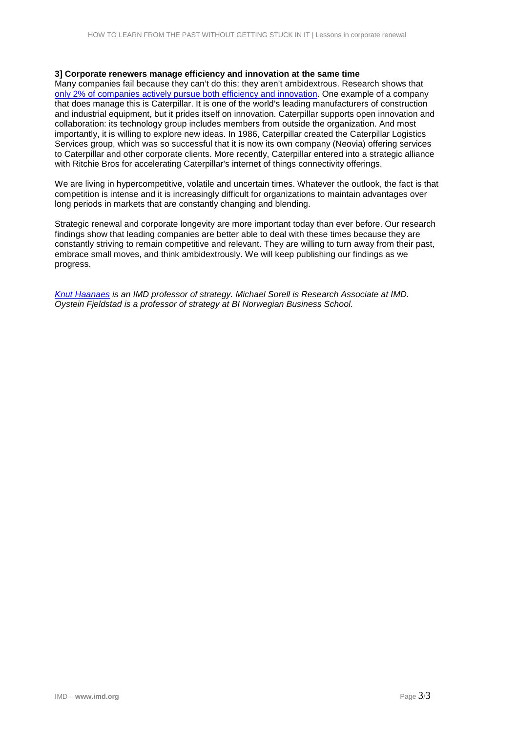**3] Corporate renewers manage efficiency and innovation at the same time**

Many companies fail because they can't do this: they aren't ambidextrous. Research shows that only 2% of companies actively pursue both efficiency and innovation. One example of a company that does manage this is Caterpillar. It is one of the world's leading manufacturers of construction and industrial equipment, but it prides itself on innovation. Caterpillar supports open innovation and collaboration: its technology group includes members from outside the organization. And most importantly, it is willing to explore new ideas. In 1986, Caterpillar created the Caterpillar Logistics Services group, which was so successful that it is now its own company (Neovia) offering services to Caterpillar and other corporate clients. More recently, Caterpillar entered into a strategic alliance with Ritchie Bros for accelerating Caterpillar's internet of things connectivity offerings.

We are living in hypercompetitive, volatile and uncertain times. Whatever the outlook, the fact is that competition is intense and it is increasingly difficult for organizations to maintain advantages over long periods in markets that are constantly changing and blending.

Strategic renewal and corporate longevity are more important today than ever before. Our research findings show that leading companies are better able to deal with these times because they are constantly striving to remain competitive and relevant. They are willing to turn away from their past, embrace small moves, and think ambidextrously. We will keep publishing our findings as we progress.

*Knut Haanaes is an IMD professor of strategy. Michael Sorell is Research Associate at IMD. Oystein Fjeldstad is a professor of strategy at BI Norwegian Business School.*